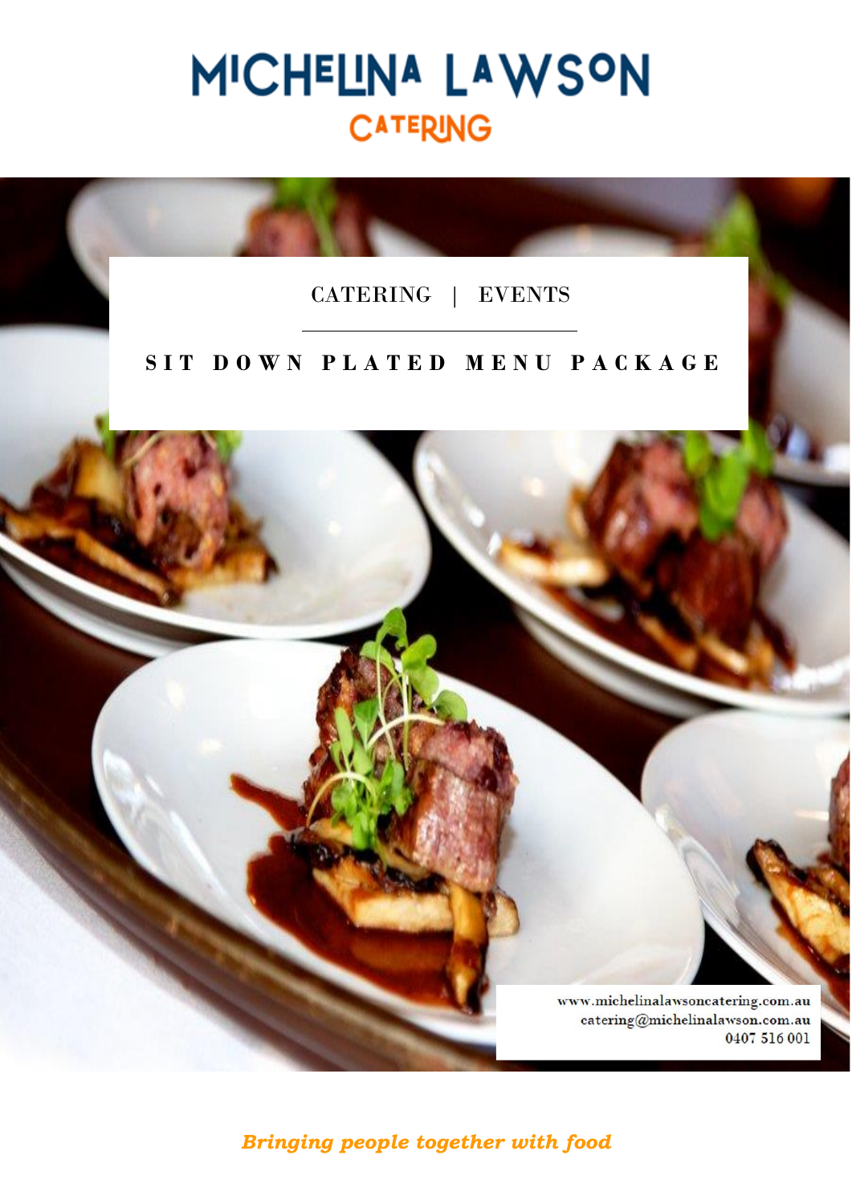# MICHELINA LAWSON

## CATERING

CATERING | EVENTS

## SIT DOWN PLATED MENU PACKAGE

www.michelinalawsoncatering.com.au
catering@michelinalawson.com.au
0407 516 001

*Bringing people together with food*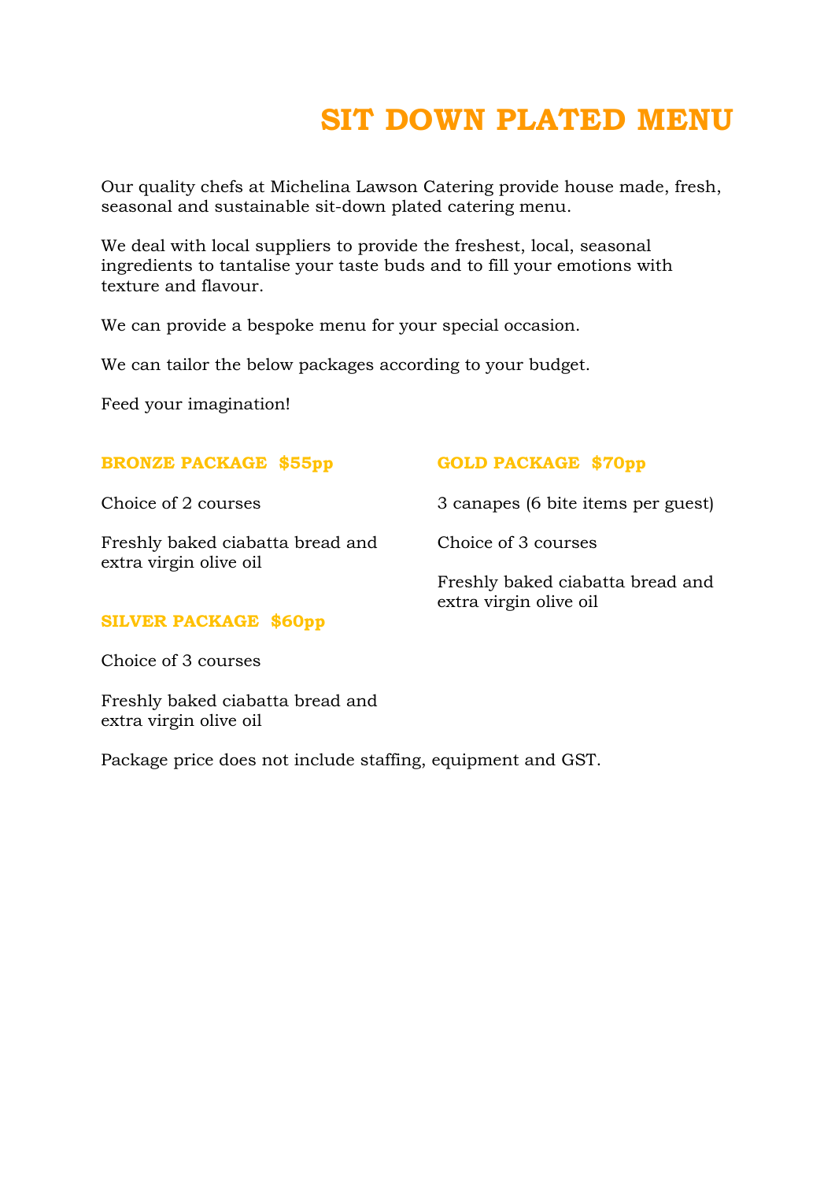# SIT DOWN PLATED MENU

Our quality chefs at Michelina Lawson Catering provide house made, fresh, seasonal and sustainable sit-down plated catering menu.

We deal with local suppliers to provide the freshest, local, seasonal ingredients to tantalise your taste buds and to fill your emotions with texture and flavour.

We can provide a bespoke menu for your special occasion.

We can tailor the below packages according to your budget.

Feed your imagination!

### BRONZE PACKAGE $55pp

Choice of 2 courses

Freshly baked ciabatta bread and extra virgin olive oil

### SILVER PACKAGE $60pp

Choice of 3 courses

Freshly baked ciabatta bread and extra virgin olive oil

### GOLD PACKAGE $70pp

3 canapes (6 bite items per guest)

Choice of 3 courses

Freshly baked ciabatta bread and extra virgin olive oil

Package price does not include staffing, equipment and GST.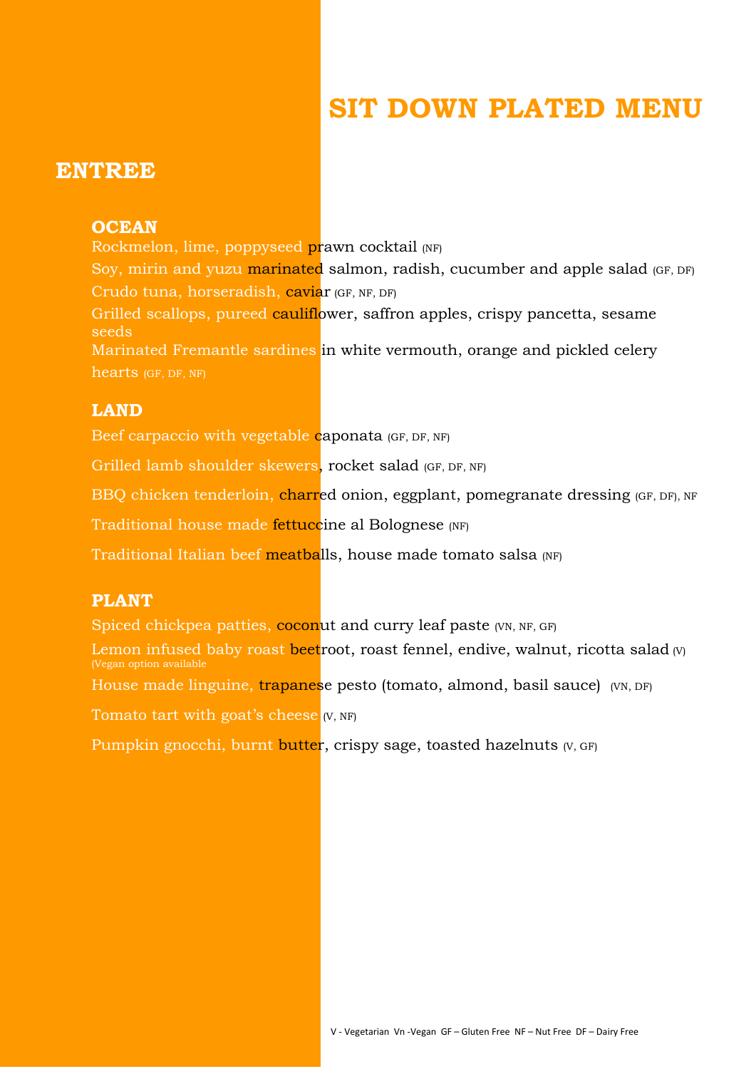# SIT DOWN PLATED MENU

## ENTREE

### OCEAN

Rockmelon, lime, poppyseed prawn cocktail (NF)

Soy, mirin and yuzu marinated salmon, radish, cucumber and apple salad (GF, DF)

Crudo tuna, horseradish, caviar (GF, NF, DF)

Grilled scallops, pureed cauliflower, saffron apples, crispy pancetta, sesame seeds

Marinated Fremantle sardines in white vermouth, orange and pickled celery hearts (GF, DF, NF)

### LAND

Beef carpaccio with vegetable caponata (GF, DF, NF)

Grilled lamb shoulder skewers, rocket salad (GF, DF, NF)

BBQ chicken tenderloin, charred onion, eggplant, pomegranate dressing (GF, DF), NF

Traditional house made fettuccine al Bolognese (NF)

Traditional Italian beef meatballs, house made tomato salsa (NF)

### PLANT

Spiced chickpea patties, coconut and curry leaf paste (VN, NF, GF)

Lemon infused baby roast beetroot, roast fennel, endive, walnut, ricotta salad (V)
(Vegan option available

House made linguine, trapanese pesto (tomato, almond, basil sauce) (VN, DF)

Tomato tart with goat's cheese (V, NF)

Pumpkin gnocchi, burnt butter, crispy sage, toasted hazelnuts (V, GF)

V - Vegetarian Vn -Vegan GF – Gluten Free NF – Nut Free DF – Dairy Free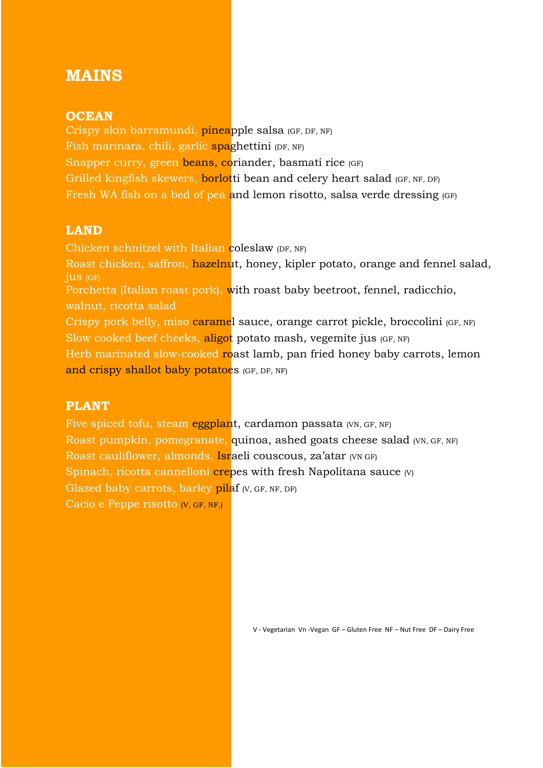# MAINS

## OCEAN

Crispy skin barramundi, pineapple salsa (GF, DF, NF)
Fish marinara, chili, garlic spaghettini (DF, NF)
Snapper curry, green beans, coriander, basmati rice (GF)
Grilled kingfish skewers, borlotti bean and celery heart salad (GF, NF, DF)
Fresh WA fish on a bed of pea and lemon risotto, salsa verde dressing (GF)

## LAND

Chicken schnitzel with Italian coleslaw (DF, NF)
Roast chicken, saffron, hazelnut, honey, kipler potato, orange and fennel salad, jus (GF)
Porchetta (Italian roast pork), with roast baby beetroot, fennel, radicchio, walnut, ricotta salad
Crispy pork belly, miso caramel sauce, orange carrot pickle, broccolini (GF, NF)
Slow cooked beef cheeks, aligot potato mash, vegemite jus (GF, NF)
Herb marinated slow-cooked roast lamb, pan fried honey baby carrots, lemon and crispy shallot baby potatoes (GF, DF, NF)

## PLANT

Five spiced tofu, steam eggplant, cardamon passata (VN, GF, NF)
Roast pumpkin, pomegranate, quinoa, ashed goats cheese salad (VN, GF, NF)
Roast cauliflower, almonds, Israeli couscous, za'atar (VN GF)
Spinach, ricotta cannelloni crepes with fresh Napolitana sauce (V)
Glazed baby carrots, barley pilaf (V, GF, NF, DF)
Cacio e Peppe risotto (V, GF, NF,)

V - Vegetarian Vn -Vegan GF – Gluten Free NF – Nut Free DF – Dairy Free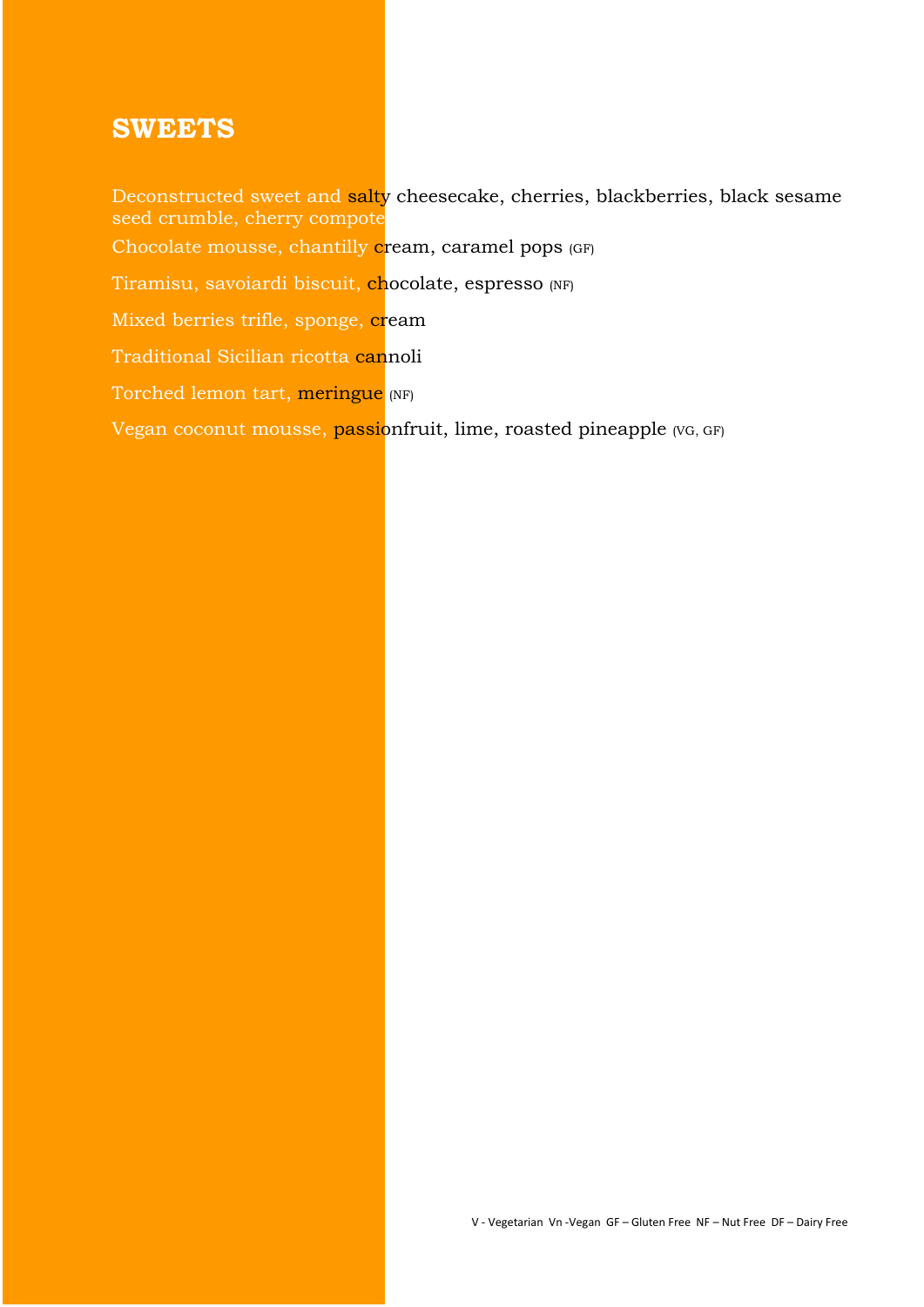## SWEETS

Deconstructed sweet and salty cheesecake, cherries, blackberries, black sesame seed crumble, cherry compote

Chocolate mousse, chantilly cream, caramel pops (GF)

Tiramisu, savoiardi biscuit, chocolate, espresso (NF)

Mixed berries trifle, sponge, cream

Traditional Sicilian ricotta cannoli

Torched lemon tart, meringue (NF)

Vegan coconut mousse, passionfruit, lime, roasted pineapple (VG, GF)

V - Vegetarian Vn -Vegan GF – Gluten Free NF – Nut Free DF – Dairy Free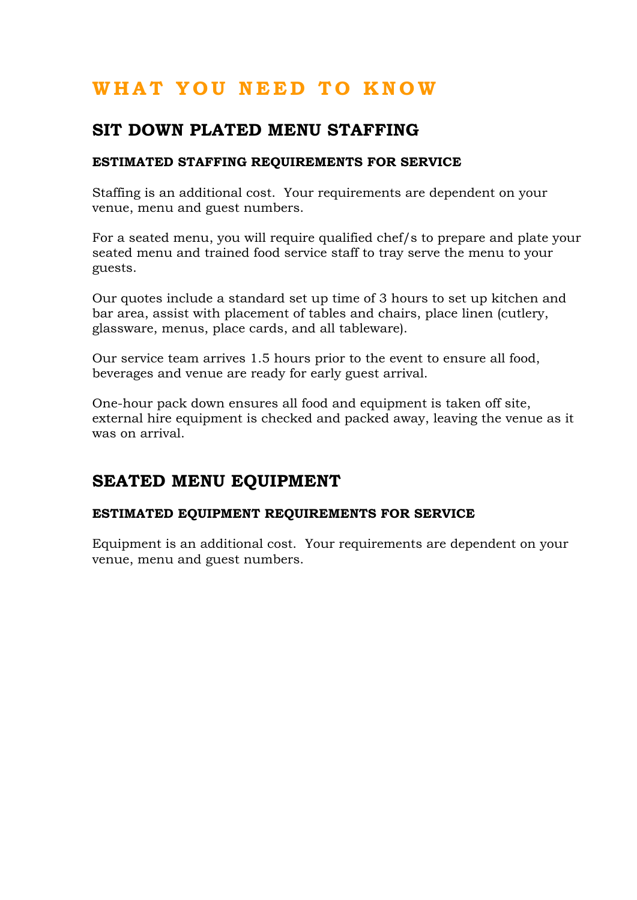# WHAT YOU NEED TO KNOW

## SIT DOWN PLATED MENU STAFFING

#### ESTIMATED STAFFING REQUIREMENTS FOR SERVICE

Staffing is an additional cost. Your requirements are dependent on your venue, menu and guest numbers.

For a seated menu, you will require qualified chef/s to prepare and plate your seated menu and trained food service staff to tray serve the menu to your guests.

Our quotes include a standard set up time of 3 hours to set up kitchen and bar area, assist with placement of tables and chairs, place linen (cutlery, glassware, menus, place cards, and all tableware).

Our service team arrives 1.5 hours prior to the event to ensure all food, beverages and venue are ready for early guest arrival.

One-hour pack down ensures all food and equipment is taken off site, external hire equipment is checked and packed away, leaving the venue as it was on arrival.

## SEATED MENU EQUIPMENT

#### ESTIMATED EQUIPMENT REQUIREMENTS FOR SERVICE

Equipment is an additional cost. Your requirements are dependent on your venue, menu and guest numbers.